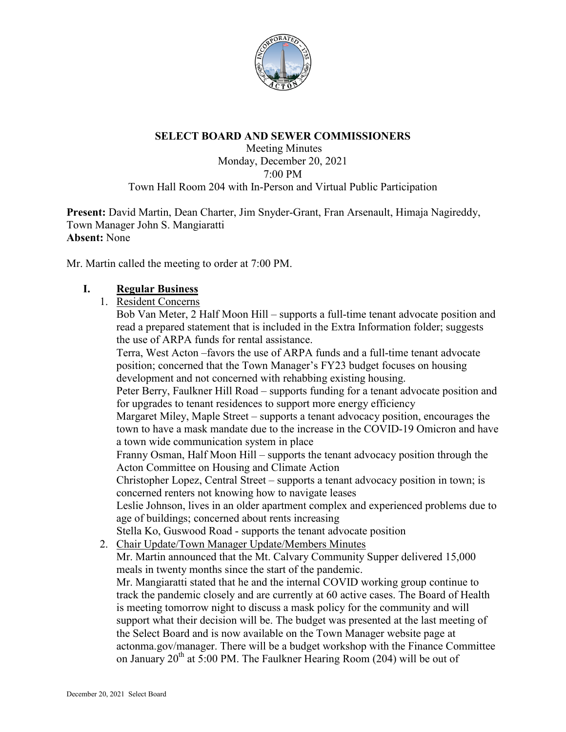# SELECT BOARD AND SEWER COMMISSIONERS

Meeting Minutes
Monday, December 20, 2021
7:00 PM
Town Hall Room 204 with In-Person and Virtual Public Participation

**Present:** David Martin, Dean Charter, Jim Snyder-Grant, Fran Arsenault, Himaja Nagireddy, Town Manager John S. Mangiaratti
**Absent:** None

Mr. Martin called the meeting to order at 7:00 PM.

## I. Regular Business

1. Resident Concerns

   Bob Van Meter, 2 Half Moon Hill – supports a full-time tenant advocate position and read a prepared statement that is included in the Extra Information folder; suggests the use of ARPA funds for rental assistance.

   Terra, West Acton –favors the use of ARPA funds and a full-time tenant advocate position; concerned that the Town Manager's FY23 budget focuses on housing development and not concerned with rehabbing existing housing.

   Peter Berry, Faulkner Hill Road – supports funding for a tenant advocate position and for upgrades to tenant residences to support more energy efficiency

   Margaret Miley, Maple Street – supports a tenant advocacy position, encourages the town to have a mask mandate due to the increase in the COVID-19 Omicron and have a town wide communication system in place

   Franny Osman, Half Moon Hill – supports the tenant advocacy position through the Acton Committee on Housing and Climate Action

   Christopher Lopez, Central Street – supports a tenant advocacy position in town; is concerned renters not knowing how to navigate leases

   Leslie Johnson, lives in an older apartment complex and experienced problems due to age of buildings; concerned about rents increasing

   Stella Ko, Guswood Road - supports the tenant advocate position

2. Chair Update/Town Manager Update/Members Minutes

   Mr. Martin announced that the Mt. Calvary Community Supper delivered 15,000 meals in twenty months since the start of the pandemic.

   Mr. Mangiaratti stated that he and the internal COVID working group continue to track the pandemic closely and are currently at 60 active cases. The Board of Health is meeting tomorrow night to discuss a mask policy for the community and will support what their decision will be. The budget was presented at the last meeting of the Select Board and is now available on the Town Manager website page at actonma.gov/manager. There will be a budget workshop with the Finance Committee on January 20th at 5:00 PM. The Faulkner Hearing Room (204) will be out of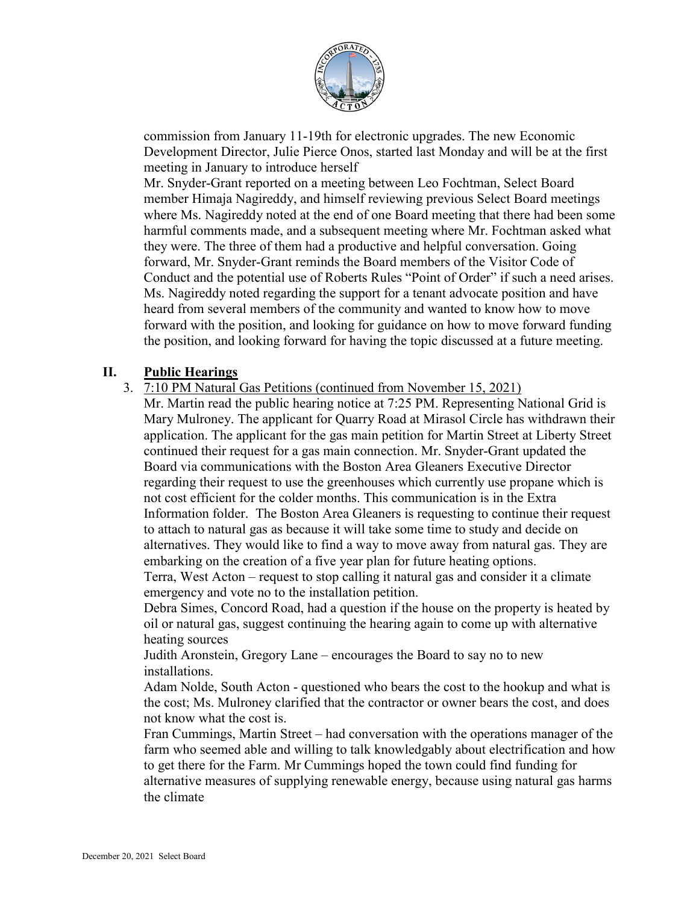commission from January 11-19th for electronic upgrades. The new Economic Development Director, Julie Pierce Onos, started last Monday and will be at the first meeting in January to introduce herself

Mr. Snyder-Grant reported on a meeting between Leo Fochtman, Select Board member Himaja Nagireddy, and himself reviewing previous Select Board meetings where Ms. Nagireddy noted at the end of one Board meeting that there had been some harmful comments made, and a subsequent meeting where Mr. Fochtman asked what they were. The three of them had a productive and helpful conversation. Going forward, Mr. Snyder-Grant reminds the Board members of the Visitor Code of Conduct and the potential use of Roberts Rules "Point of Order" if such a need arises.

Ms. Nagireddy noted regarding the support for a tenant advocate position and have heard from several members of the community and wanted to know how to move forward with the position, and looking for guidance on how to move forward funding the position, and looking forward for having the topic discussed at a future meeting.

## II. Public Hearings

3. 7:10 PM Natural Gas Petitions (continued from November 15, 2021)

Mr. Martin read the public hearing notice at 7:25 PM. Representing National Grid is Mary Mulroney. The applicant for Quarry Road at Mirasol Circle has withdrawn their application. The applicant for the gas main petition for Martin Street at Liberty Street continued their request for a gas main connection. Mr. Snyder-Grant updated the Board via communications with the Boston Area Gleaners Executive Director regarding their request to use the greenhouses which currently use propane which is not cost efficient for the colder months. This communication is in the Extra Information folder. The Boston Area Gleaners is requesting to continue their request to attach to natural gas as because it will take some time to study and decide on alternatives. They would like to find a way to move away from natural gas. They are embarking on the creation of a five year plan for future heating options.

Terra, West Acton – request to stop calling it natural gas and consider it a climate emergency and vote no to the installation petition.

Debra Simes, Concord Road, had a question if the house on the property is heated by oil or natural gas, suggest continuing the hearing again to come up with alternative heating sources

Judith Aronstein, Gregory Lane – encourages the Board to say no to new installations.

Adam Nolde, South Acton - questioned who bears the cost to the hookup and what is the cost; Ms. Mulroney clarified that the contractor or owner bears the cost, and does not know what the cost is.

Fran Cummings, Martin Street – had conversation with the operations manager of the farm who seemed able and willing to talk knowledgably about electrification and how to get there for the Farm. Mr Cummings hoped the town could find funding for alternative measures of supplying renewable energy, because using natural gas harms the climate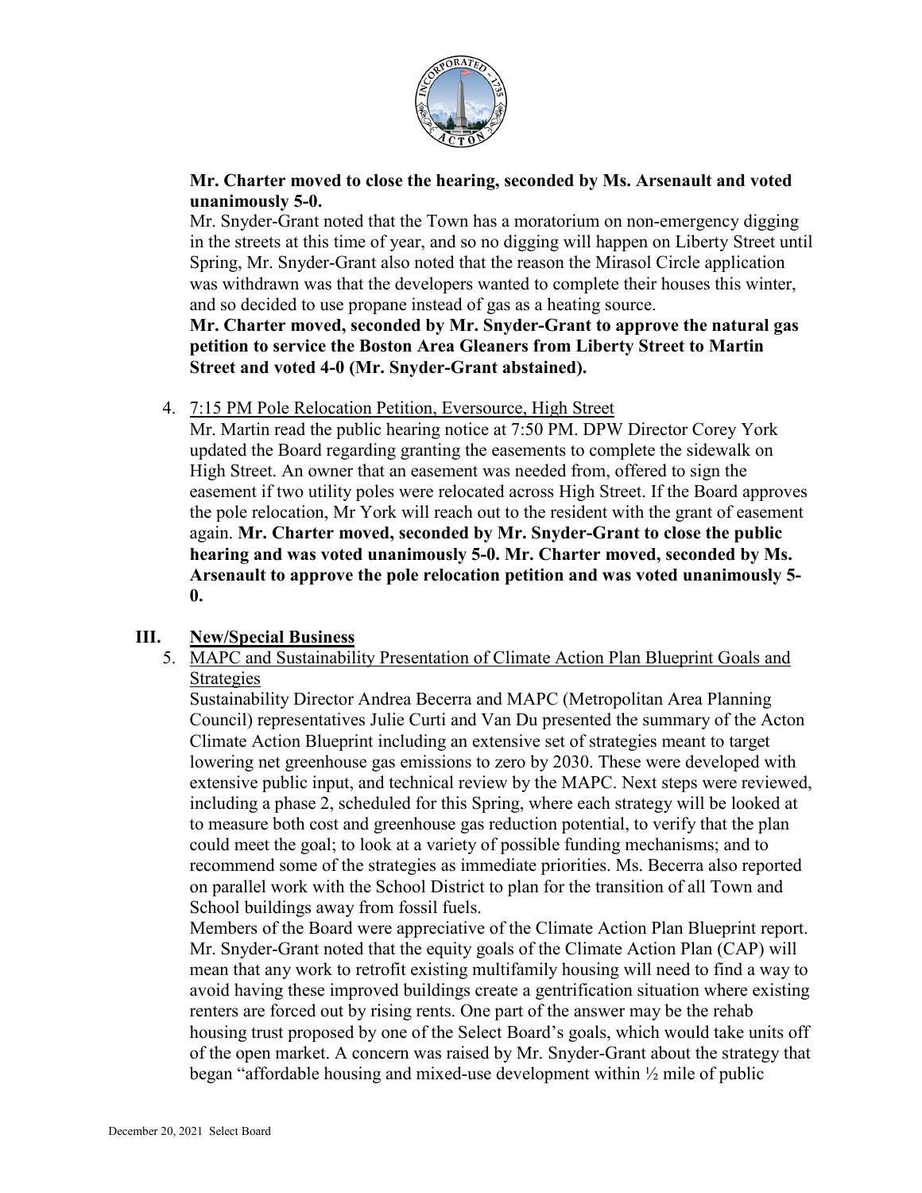**Mr. Charter moved to close the hearing, seconded by Ms. Arsenault and voted unanimously 5-0.**

Mr. Snyder-Grant noted that the Town has a moratorium on non-emergency digging in the streets at this time of year, and so no digging will happen on Liberty Street until Spring, Mr. Snyder-Grant also noted that the reason the Mirasol Circle application was withdrawn was that the developers wanted to complete their houses this winter, and so decided to use propane instead of gas as a heating source.

**Mr. Charter moved, seconded by Mr. Snyder-Grant to approve the natural gas petition to service the Boston Area Gleaners from Liberty Street to Martin Street and voted 4-0 (Mr. Snyder-Grant abstained).**

4. <u>7:15 PM Pole Relocation Petition, Eversource, High Street</u>

   Mr. Martin read the public hearing notice at 7:50 PM. DPW Director Corey York updated the Board regarding granting the easements to complete the sidewalk on High Street. An owner that an easement was needed from, offered to sign the easement if two utility poles were relocated across High Street. If the Board approves the pole relocation, Mr York will reach out to the resident with the grant of easement again. **Mr. Charter moved, seconded by Mr. Snyder-Grant to close the public hearing and was voted unanimously 5-0. Mr. Charter moved, seconded by Ms. Arsenault to approve the pole relocation petition and was voted unanimously 5-0.**

## III. <u>New/Special Business</u>

5. <u>MAPC and Sustainability Presentation of Climate Action Plan Blueprint Goals and Strategies</u>

   Sustainability Director Andrea Becerra and MAPC (Metropolitan Area Planning Council) representatives Julie Curti and Van Du presented the summary of the Acton Climate Action Blueprint including an extensive set of strategies meant to target lowering net greenhouse gas emissions to zero by 2030. These were developed with extensive public input, and technical review by the MAPC. Next steps were reviewed, including a phase 2, scheduled for this Spring, where each strategy will be looked at to measure both cost and greenhouse gas reduction potential, to verify that the plan could meet the goal; to look at a variety of possible funding mechanisms; and to recommend some of the strategies as immediate priorities. Ms. Becerra also reported on parallel work with the School District to plan for the transition of all Town and School buildings away from fossil fuels.

   Members of the Board were appreciative of the Climate Action Plan Blueprint report. Mr. Snyder-Grant noted that the equity goals of the Climate Action Plan (CAP) will mean that any work to retrofit existing multifamily housing will need to find a way to avoid having these improved buildings create a gentrification situation where existing renters are forced out by rising rents. One part of the answer may be the rehab housing trust proposed by one of the Select Board's goals, which would take units off of the open market. A concern was raised by Mr. Snyder-Grant about the strategy that began "affordable housing and mixed-use development within ½ mile of public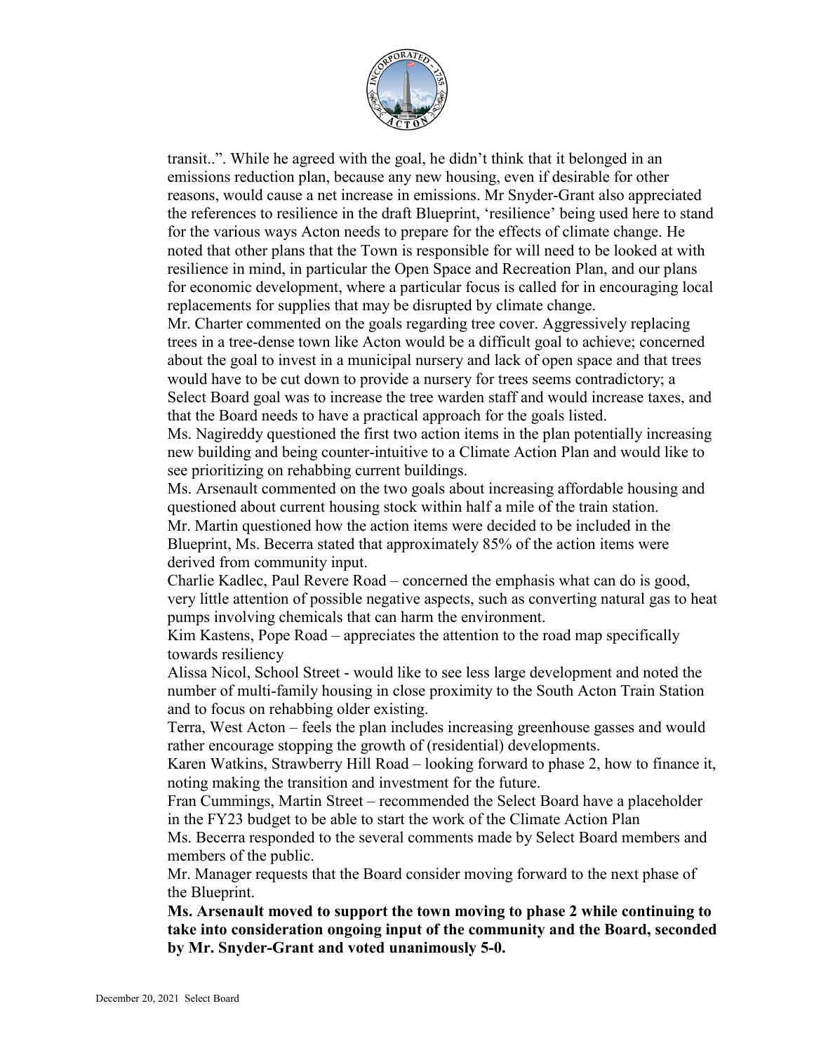transit..". While he agreed with the goal, he didn't think that it belonged in an emissions reduction plan, because any new housing, even if desirable for other reasons, would cause a net increase in emissions. Mr Snyder-Grant also appreciated the references to resilience in the draft Blueprint, 'resilience' being used here to stand for the various ways Acton needs to prepare for the effects of climate change. He noted that other plans that the Town is responsible for will need to be looked at with resilience in mind, in particular the Open Space and Recreation Plan, and our plans for economic development, where a particular focus is called for in encouraging local replacements for supplies that may be disrupted by climate change.

Mr. Charter commented on the goals regarding tree cover. Aggressively replacing trees in a tree-dense town like Acton would be a difficult goal to achieve; concerned about the goal to invest in a municipal nursery and lack of open space and that trees would have to be cut down to provide a nursery for trees seems contradictory; a Select Board goal was to increase the tree warden staff and would increase taxes, and that the Board needs to have a practical approach for the goals listed.

Ms. Nagireddy questioned the first two action items in the plan potentially increasing new building and being counter-intuitive to a Climate Action Plan and would like to see prioritizing on rehabbing current buildings.

Ms. Arsenault commented on the two goals about increasing affordable housing and questioned about current housing stock within half a mile of the train station.

Mr. Martin questioned how the action items were decided to be included in the Blueprint, Ms. Becerra stated that approximately 85% of the action items were derived from community input.

Charlie Kadlec, Paul Revere Road – concerned the emphasis what can do is good, very little attention of possible negative aspects, such as converting natural gas to heat pumps involving chemicals that can harm the environment.

Kim Kastens, Pope Road – appreciates the attention to the road map specifically towards resiliency

Alissa Nicol, School Street - would like to see less large development and noted the number of multi-family housing in close proximity to the South Acton Train Station and to focus on rehabbing older existing.

Terra, West Acton – feels the plan includes increasing greenhouse gasses and would rather encourage stopping the growth of (residential) developments.

Karen Watkins, Strawberry Hill Road – looking forward to phase 2, how to finance it, noting making the transition and investment for the future.

Fran Cummings, Martin Street – recommended the Select Board have a placeholder in the FY23 budget to be able to start the work of the Climate Action Plan

Ms. Becerra responded to the several comments made by Select Board members and members of the public.

Mr. Manager requests that the Board consider moving forward to the next phase of the Blueprint.

**Ms. Arsenault moved to support the town moving to phase 2 while continuing to take into consideration ongoing input of the community and the Board, seconded by Mr. Snyder-Grant and voted unanimously 5-0.**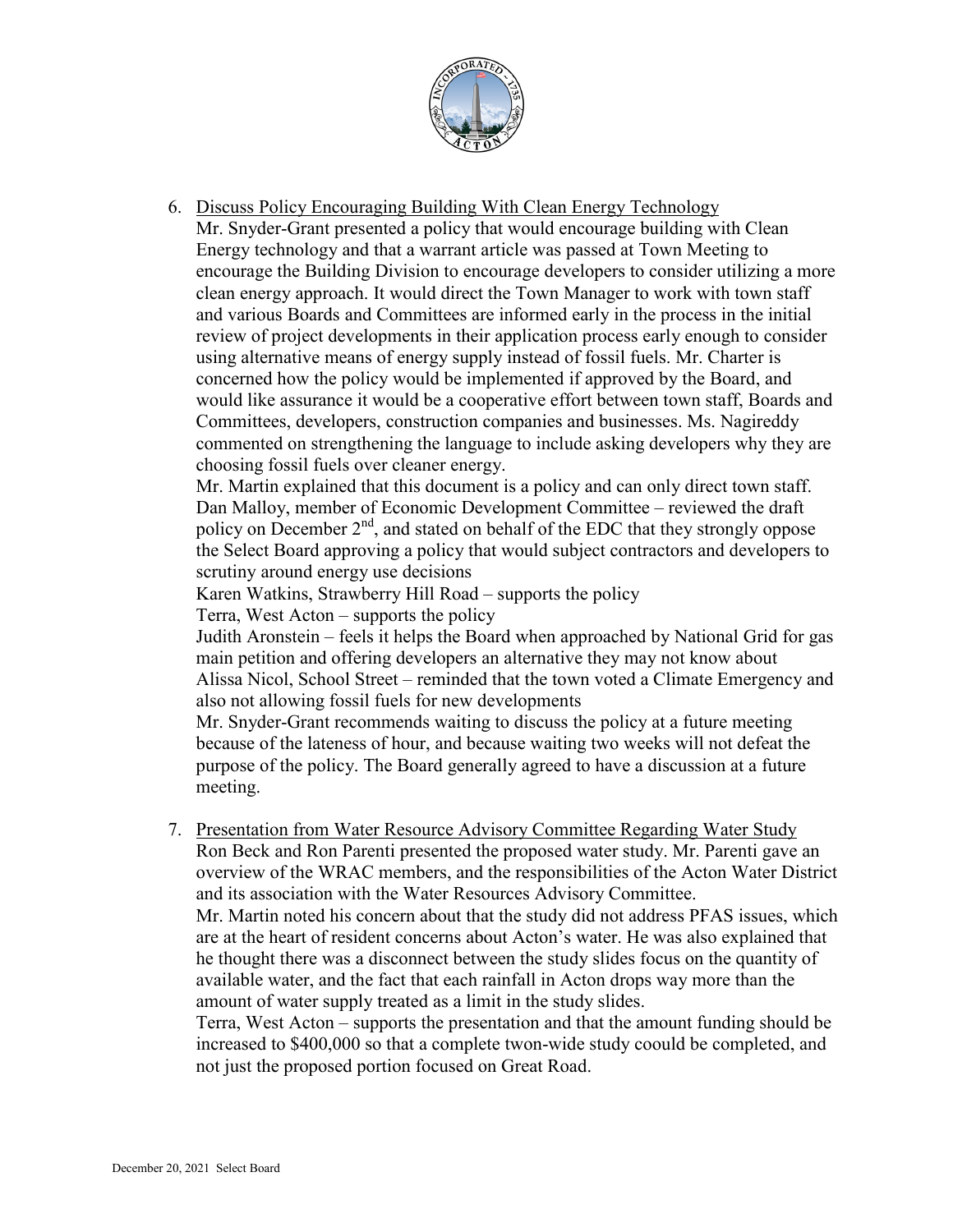6. Discuss Policy Encouraging Building With Clean Energy Technology

   Mr. Snyder-Grant presented a policy that would encourage building with Clean Energy technology and that a warrant article was passed at Town Meeting to encourage the Building Division to encourage developers to consider utilizing a more clean energy approach. It would direct the Town Manager to work with town staff and various Boards and Committees are informed early in the process in the initial review of project developments in their application process early enough to consider using alternative means of energy supply instead of fossil fuels. Mr. Charter is concerned how the policy would be implemented if approved by the Board, and would like assurance it would be a cooperative effort between town staff, Boards and Committees, developers, construction companies and businesses. Ms. Nagireddy commented on strengthening the language to include asking developers why they are choosing fossil fuels over cleaner energy.

   Mr. Martin explained that this document is a policy and can only direct town staff.

   Dan Malloy, member of Economic Development Committee – reviewed the draft policy on December 2nd, and stated on behalf of the EDC that they strongly oppose the Select Board approving a policy that would subject contractors and developers to scrutiny around energy use decisions

   Karen Watkins, Strawberry Hill Road – supports the policy

   Terra, West Acton – supports the policy

   Judith Aronstein – feels it helps the Board when approached by National Grid for gas main petition and offering developers an alternative they may not know about

   Alissa Nicol, School Street – reminded that the town voted a Climate Emergency and also not allowing fossil fuels for new developments

   Mr. Snyder-Grant recommends waiting to discuss the policy at a future meeting because of the lateness of hour, and because waiting two weeks will not defeat the purpose of the policy. The Board generally agreed to have a discussion at a future meeting.

7. Presentation from Water Resource Advisory Committee Regarding Water Study

   Ron Beck and Ron Parenti presented the proposed water study. Mr. Parenti gave an overview of the WRAC members, and the responsibilities of the Acton Water District and its association with the Water Resources Advisory Committee.

   Mr. Martin noted his concern about that the study did not address PFAS issues, which are at the heart of resident concerns about Acton's water. He was also explained that he thought there was a disconnect between the study slides focus on the quantity of available water, and the fact that each rainfall in Acton drops way more than the amount of water supply treated as a limit in the study slides.

   Terra, West Acton – supports the presentation and that the amount funding should be increased to $400,000 so that a complete twon-wide study coould be completed, and not just the proposed portion focused on Great Road.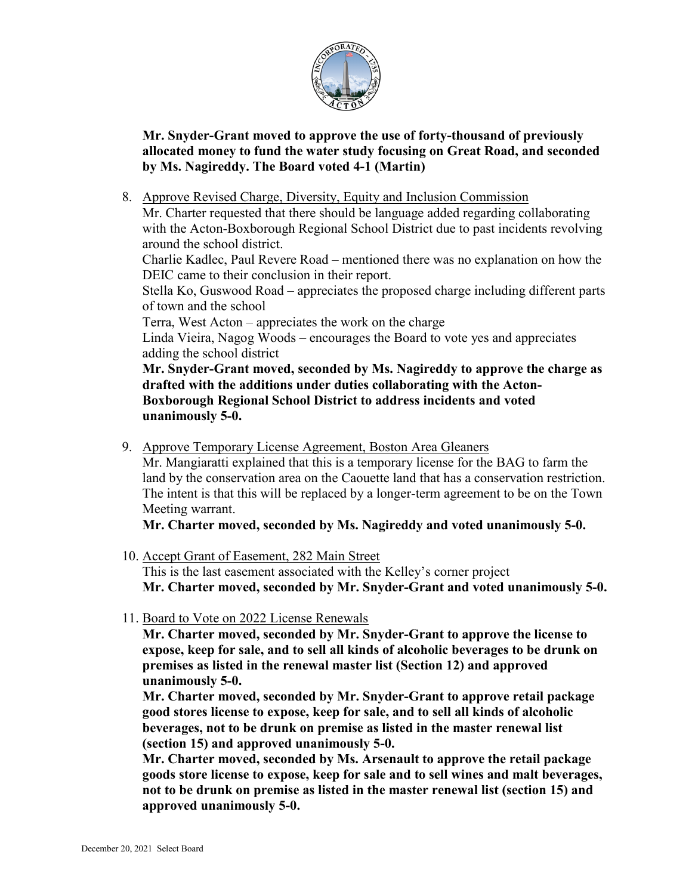**Mr. Snyder-Grant moved to approve the use of forty-thousand of previously allocated money to fund the water study focusing on Great Road, and seconded by Ms. Nagireddy. The Board voted 4-1 (Martin)**

8. Approve Revised Charge, Diversity, Equity and Inclusion Commission

   Mr. Charter requested that there should be language added regarding collaborating with the Acton-Boxborough Regional School District due to past incidents revolving around the school district.

   Charlie Kadlec, Paul Revere Road – mentioned there was no explanation on how the DEIC came to their conclusion in their report.

   Stella Ko, Guswood Road – appreciates the proposed charge including different parts of town and the school

   Terra, West Acton – appreciates the work on the charge

   Linda Vieira, Nagog Woods – encourages the Board to vote yes and appreciates adding the school district

   **Mr. Snyder-Grant moved, seconded by Ms. Nagireddy to approve the charge as drafted with the additions under duties collaborating with the Acton-Boxborough Regional School District to address incidents and voted unanimously 5-0.**

9. Approve Temporary License Agreement, Boston Area Gleaners

   Mr. Mangiaratti explained that this is a temporary license for the BAG to farm the land by the conservation area on the Caouette land that has a conservation restriction. The intent is that this will be replaced by a longer-term agreement to be on the Town Meeting warrant.

   **Mr. Charter moved, seconded by Ms. Nagireddy and voted unanimously 5-0.**

10. Accept Grant of Easement, 282 Main Street

    This is the last easement associated with the Kelley's corner project

    **Mr. Charter moved, seconded by Mr. Snyder-Grant and voted unanimously 5-0.**

11. Board to Vote on 2022 License Renewals

    **Mr. Charter moved, seconded by Mr. Snyder-Grant to approve the license to expose, keep for sale, and to sell all kinds of alcoholic beverages to be drunk on premises as listed in the renewal master list (Section 12) and approved unanimously 5-0.**

    **Mr. Charter moved, seconded by Mr. Snyder-Grant to approve retail package good stores license to expose, keep for sale, and to sell all kinds of alcoholic beverages, not to be drunk on premise as listed in the master renewal list (section 15) and approved unanimously 5-0.**

    **Mr. Charter moved, seconded by Ms. Arsenault to approve the retail package goods store license to expose, keep for sale and to sell wines and malt beverages, not to be drunk on premise as listed in the master renewal list (section 15) and approved unanimously 5-0.**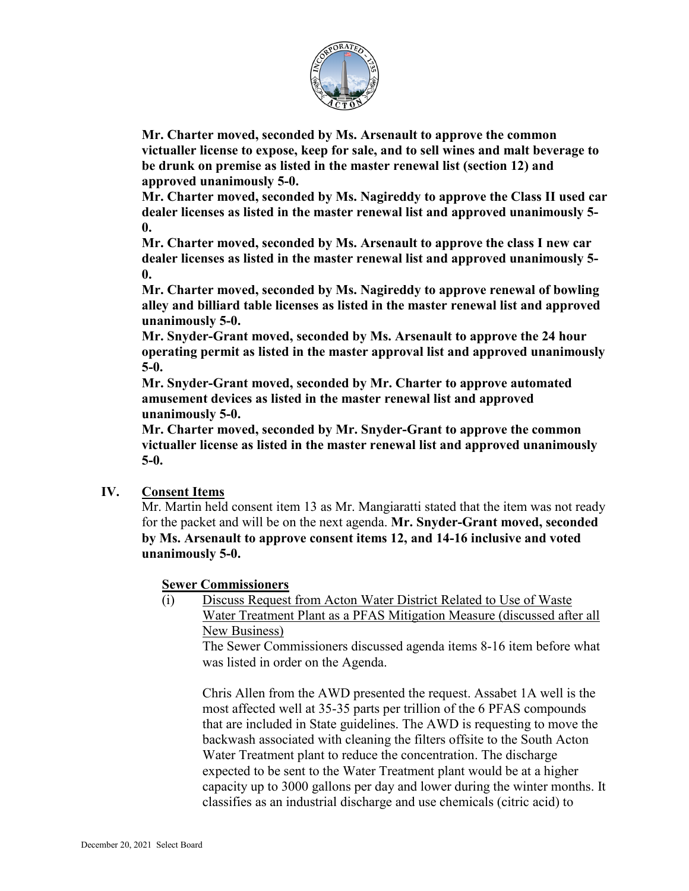**Mr. Charter moved, seconded by Ms. Arsenault to approve the common victualler license to expose, keep for sale, and to sell wines and malt beverage to be drunk on premise as listed in the master renewal list (section 12) and approved unanimously 5-0.**

**Mr. Charter moved, seconded by Ms. Nagireddy to approve the Class II used car dealer licenses as listed in the master renewal list and approved unanimously 5-0.**

**Mr. Charter moved, seconded by Ms. Arsenault to approve the class I new car dealer licenses as listed in the master renewal list and approved unanimously 5-0.**

**Mr. Charter moved, seconded by Ms. Nagireddy to approve renewal of bowling alley and billiard table licenses as listed in the master renewal list and approved unanimously 5-0.**

**Mr. Snyder-Grant moved, seconded by Ms. Arsenault to approve the 24 hour operating permit as listed in the master approval list and approved unanimously 5-0.**

**Mr. Snyder-Grant moved, seconded by Mr. Charter to approve automated amusement devices as listed in the master renewal list and approved unanimously 5-0.**

**Mr. Charter moved, seconded by Mr. Snyder-Grant to approve the common victualler license as listed in the master renewal list and approved unanimously 5-0.**

## IV. Consent Items

Mr. Martin held consent item 13 as Mr. Mangiaratti stated that the item was not ready for the packet and will be on the next agenda. **Mr. Snyder-Grant moved, seconded by Ms. Arsenault to approve consent items 12, and 14-16 inclusive and voted unanimously 5-0.**

### Sewer Commissioners

(i) Discuss Request from Acton Water District Related to Use of Waste Water Treatment Plant as a PFAS Mitigation Measure (discussed after all New Business)

The Sewer Commissioners discussed agenda items 8-16 item before what was listed in order on the Agenda.

Chris Allen from the AWD presented the request. Assabet 1A well is the most affected well at 35-35 parts per trillion of the 6 PFAS compounds that are included in State guidelines. The AWD is requesting to move the backwash associated with cleaning the filters offsite to the South Acton Water Treatment plant to reduce the concentration. The discharge expected to be sent to the Water Treatment plant would be at a higher capacity up to 3000 gallons per day and lower during the winter months. It classifies as an industrial discharge and use chemicals (citric acid) to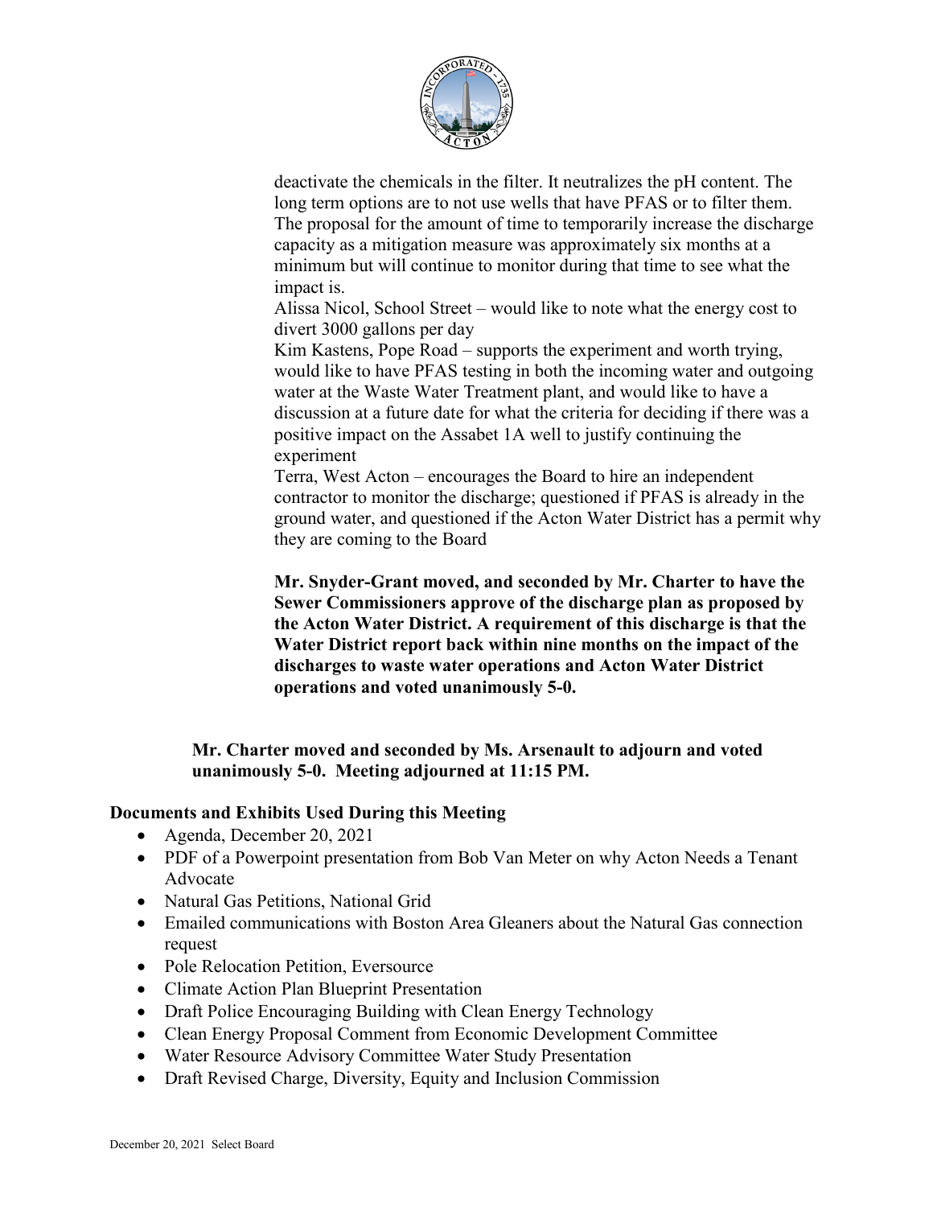deactivate the chemicals in the filter. It neutralizes the pH content. The long term options are to not use wells that have PFAS or to filter them. The proposal for the amount of time to temporarily increase the discharge capacity as a mitigation measure was approximately six months at a minimum but will continue to monitor during that time to see what the impact is.

Alissa Nicol, School Street – would like to note what the energy cost to divert 3000 gallons per day

Kim Kastens, Pope Road – supports the experiment and worth trying, would like to have PFAS testing in both the incoming water and outgoing water at the Waste Water Treatment plant, and would like to have a discussion at a future date for what the criteria for deciding if there was a positive impact on the Assabet 1A well to justify continuing the experiment

Terra, West Acton – encourages the Board to hire an independent contractor to monitor the discharge; questioned if PFAS is already in the ground water, and questioned if the Acton Water District has a permit why they are coming to the Board

**Mr. Snyder-Grant moved, and seconded by Mr. Charter to have the Sewer Commissioners approve of the discharge plan as proposed by the Acton Water District. A requirement of this discharge is that the Water District report back within nine months on the impact of the discharges to waste water operations and Acton Water District operations and voted unanimously 5-0.**

**Mr. Charter moved and seconded by Ms. Arsenault to adjourn and voted unanimously 5-0. Meeting adjourned at 11:15 PM.**

## Documents and Exhibits Used During this Meeting

- Agenda, December 20, 2021
- PDF of a Powerpoint presentation from Bob Van Meter on why Acton Needs a Tenant Advocate
- Natural Gas Petitions, National Grid
- Emailed communications with Boston Area Gleaners about the Natural Gas connection request
- Pole Relocation Petition, Eversource
- Climate Action Plan Blueprint Presentation
- Draft Police Encouraging Building with Clean Energy Technology
- Clean Energy Proposal Comment from Economic Development Committee
- Water Resource Advisory Committee Water Study Presentation
- Draft Revised Charge, Diversity, Equity and Inclusion Commission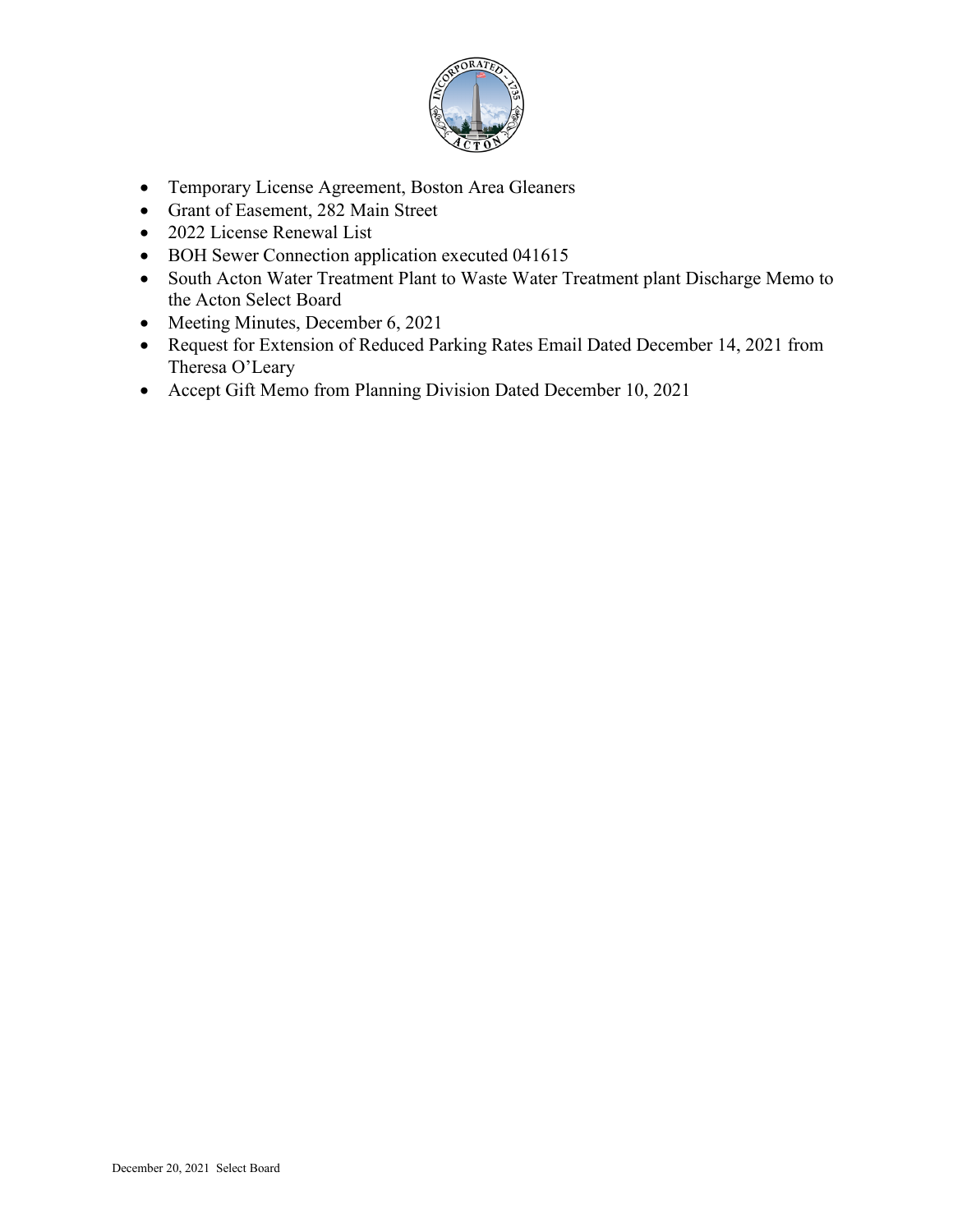- Temporary License Agreement, Boston Area Gleaners
- Grant of Easement, 282 Main Street
- 2022 License Renewal List
- BOH Sewer Connection application executed 041615
- South Acton Water Treatment Plant to Waste Water Treatment plant Discharge Memo to the Acton Select Board
- Meeting Minutes, December 6, 2021
- Request for Extension of Reduced Parking Rates Email Dated December 14, 2021 from Theresa O'Leary
- Accept Gift Memo from Planning Division Dated December 10, 2021